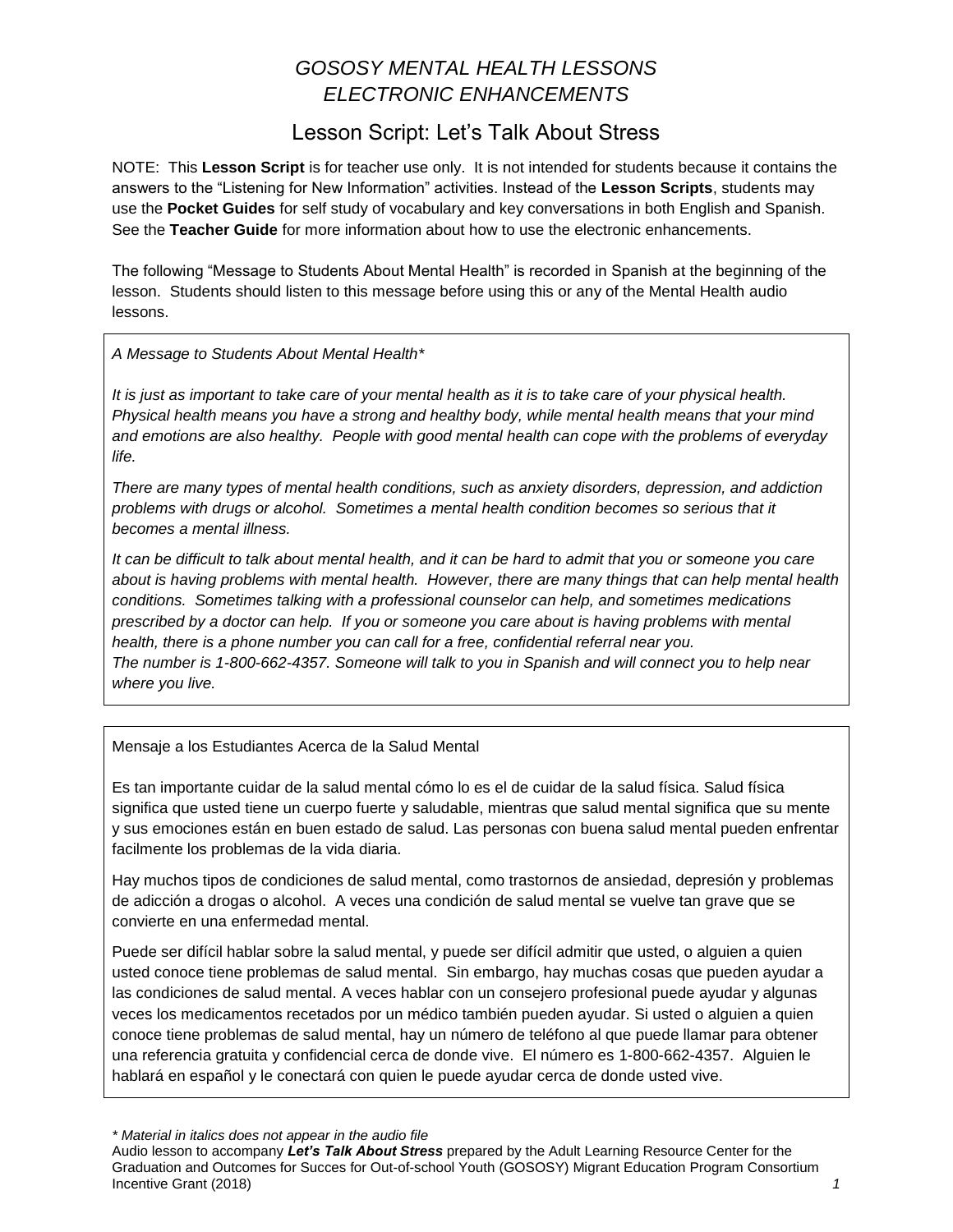# *GOSOSY MENTAL HEALTH LESSONS*
# *ELECTRONIC ENHANCEMENTS*

## Lesson Script: Let's Talk About Stress

NOTE: This **Lesson Script** is for teacher use only. It is not intended for students because it contains the answers to the "Listening for New Information" activities. Instead of the **Lesson Scripts**, students may use the **Pocket Guides** for self study of vocabulary and key conversations in both English and Spanish. See the **Teacher Guide** for more information about how to use the electronic enhancements.

The following "Message to Students About Mental Health" is recorded in Spanish at the beginning of the lesson. Students should listen to this message before using this or any of the Mental Health audio lessons.

*A Message to Students About Mental Health**

*It is just as important to take care of your mental health as it is to take care of your physical health. Physical health means you have a strong and healthy body, while mental health means that your mind and emotions are also healthy. People with good mental health can cope with the problems of everyday life.*

*There are many types of mental health conditions, such as anxiety disorders, depression, and addiction problems with drugs or alcohol. Sometimes a mental health condition becomes so serious that it becomes a mental illness.*

*It can be difficult to talk about mental health, and it can be hard to admit that you or someone you care about is having problems with mental health. However, there are many things that can help mental health conditions. Sometimes talking with a professional counselor can help, and sometimes medications prescribed by a doctor can help. If you or someone you care about is having problems with mental health, there is a phone number you can call for a free, confidential referral near you. The number is 1-800-662-4357. Someone will talk to you in Spanish and will connect you to help near where you live.*

Mensaje a los Estudiantes Acerca de la Salud Mental

Es tan importante cuidar de la salud mental cómo lo es el de cuidar de la salud física. Salud física significa que usted tiene un cuerpo fuerte y saludable, mientras que salud mental significa que su mente y sus emociones están en buen estado de salud. Las personas con buena salud mental pueden enfrentar facilmente los problemas de la vida diaria.

Hay muchos tipos de condiciones de salud mental, como trastornos de ansiedad, depresión y problemas de adicción a drogas o alcohol. A veces una condición de salud mental se vuelve tan grave que se convierte en una enfermedad mental.

Puede ser difícil hablar sobre la salud mental, y puede ser difícil admitir que usted, o alguien a quien usted conoce tiene problemas de salud mental. Sin embargo, hay muchas cosas que pueden ayudar a las condiciones de salud mental. A veces hablar con un consejero profesional puede ayudar y algunas veces los medicamentos recetados por un médico también pueden ayudar. Si usted o alguien a quien conoce tiene problemas de salud mental, hay un número de teléfono al que puede llamar para obtener una referencia gratuita y confidencial cerca de donde vive. El número es 1-800-662-4357. Alguien le hablará en español y le conectará con quien le puede ayudar cerca de donde usted vive.

*\* Material in italics does not appear in the audio file*

Audio lesson to accompany ***Let's Talk About Stress*** prepared by the Adult Learning Resource Center for the Graduation and Outcomes for Succes for Out-of-school Youth (GOSOSY) Migrant Education Program Consortium Incentive Grant (2018)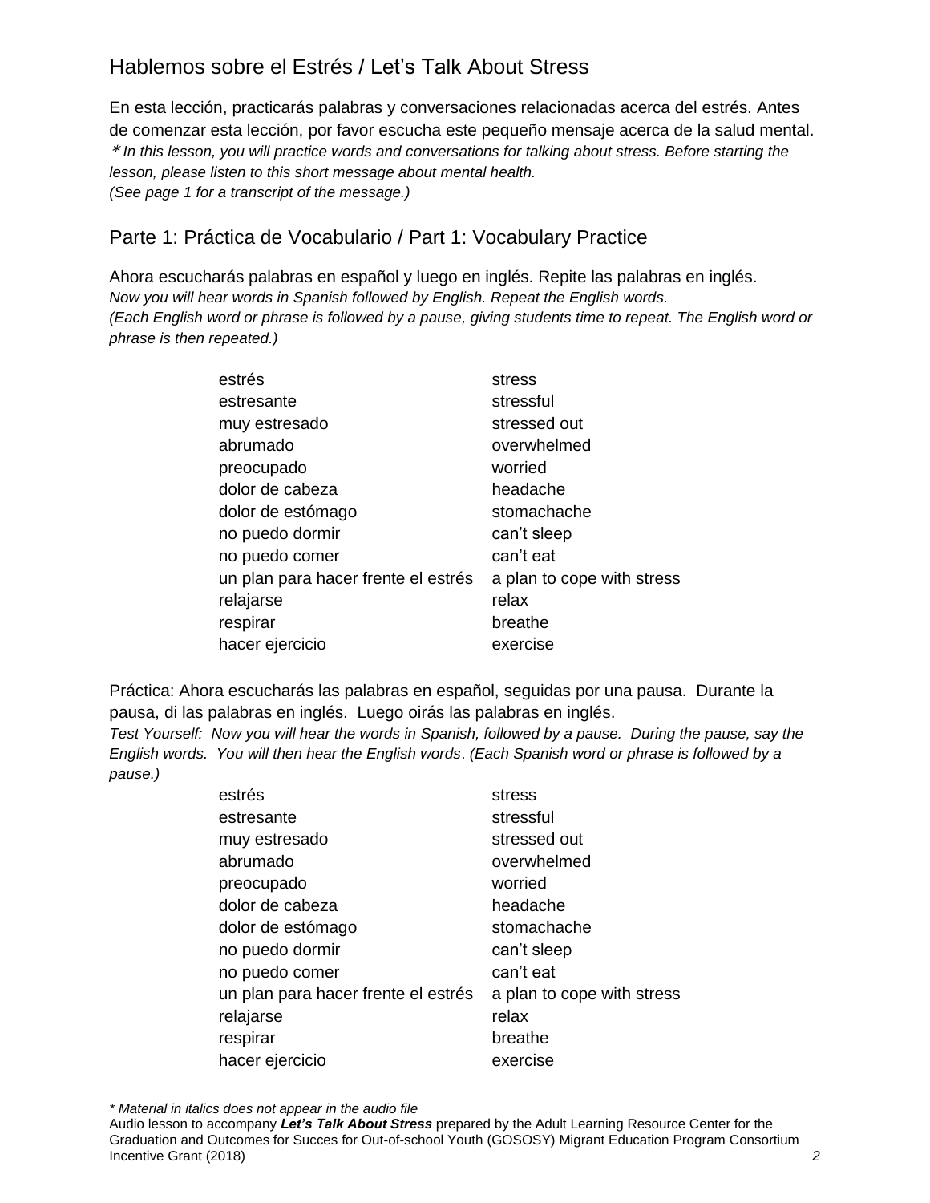## Hablemos sobre el Estrés / Let's Talk About Stress

En esta lección, practicarás palabras y conversaciones relacionadas acerca del estrés. Antes de comenzar esta lección, por favor escucha este pequeño mensaje acerca de la salud mental.
*\* In this lesson, you will practice words and conversations for talking about stress. Before starting the lesson, please listen to this short message about mental health.*
*(See page 1 for a transcript of the message.)*

## Parte 1: Práctica de Vocabulario / Part 1: Vocabulary Practice

Ahora escucharás palabras en español y luego en inglés. Repite las palabras en inglés.
*Now you will hear words in Spanish followed by English. Repeat the English words.*
*(Each English word or phrase is followed by a pause, giving students time to repeat. The English word or phrase is then repeated.)*

| | |
|---|---|
| estrés | stress |
| estresante | stressful |
| muy estresado | stressed out |
| abrumado | overwhelmed |
| preocupado | worried |
| dolor de cabeza | headache |
| dolor de estómago | stomachache |
| no puedo dormir | can't sleep |
| no puedo comer | can't eat |
| un plan para hacer frente el estrés | a plan to cope with stress |
| relajarse | relax |
| respirar | breathe |
| hacer ejercicio | exercise |

Práctica: Ahora escucharás las palabras en español, seguidas por una pausa. Durante la pausa, di las palabras en inglés. Luego oirás las palabras en inglés.
*Test Yourself: Now you will hear the words in Spanish, followed by a pause. During the pause, say the English words. You will then hear the English words. (Each Spanish word or phrase is followed by a pause.)*

| | |
|---|---|
| estrés | stress |
| estresante | stressful |
| muy estresado | stressed out |
| abrumado | overwhelmed |
| preocupado | worried |
| dolor de cabeza | headache |
| dolor de estómago | stomachache |
| no puedo dormir | can't sleep |
| no puedo comer | can't eat |
| un plan para hacer frente el estrés | a plan to cope with stress |
| relajarse | relax |
| respirar | breathe |
| hacer ejercicio | exercise |

*\* Material in italics does not appear in the audio file*
Audio lesson to accompany ***Let's Talk About Stress*** prepared by the Adult Learning Resource Center for the Graduation and Outcomes for Succes for Out-of-school Youth (GOSOSY) Migrant Education Program Consortium Incentive Grant (2018)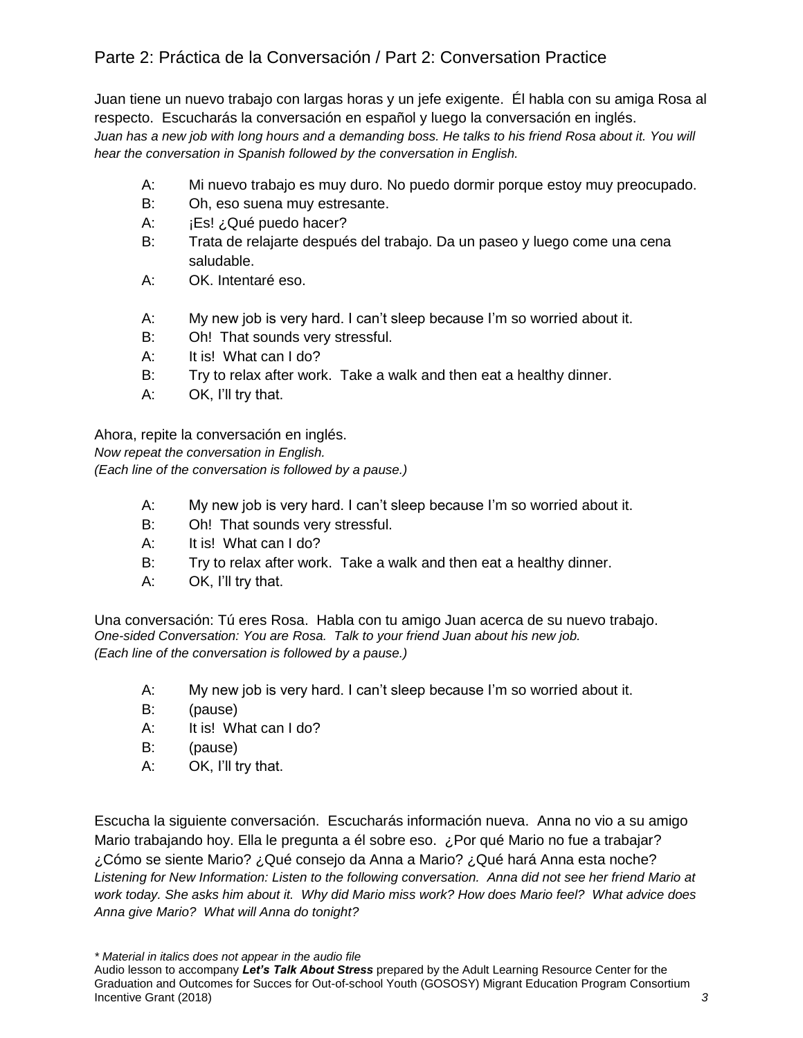## Parte 2: Práctica de la Conversación / Part 2: Conversation Practice

Juan tiene un nuevo trabajo con largas horas y un jefe exigente. Él habla con su amiga Rosa al respecto. Escucharás la conversación en español y luego la conversación en inglés.
*Juan has a new job with long hours and a demanding boss. He talks to his friend Rosa about it. You will hear the conversation in Spanish followed by the conversation in English.*

A: Mi nuevo trabajo es muy duro. No puedo dormir porque estoy muy preocupado.
B: Oh, eso suena muy estresante.
A: ¡Es! ¿Qué puedo hacer?
B: Trata de relajarte después del trabajo. Da un paseo y luego come una cena saludable.
A: OK. Intentaré eso.

A: My new job is very hard. I can't sleep because I'm so worried about it.
B: Oh! That sounds very stressful.
A: It is! What can I do?
B: Try to relax after work. Take a walk and then eat a healthy dinner.
A: OK, I'll try that.

Ahora, repite la conversación en inglés.
*Now repeat the conversation in English.*
*(Each line of the conversation is followed by a pause.)*

A: My new job is very hard. I can't sleep because I'm so worried about it.
B: Oh! That sounds very stressful.
A: It is! What can I do?
B: Try to relax after work. Take a walk and then eat a healthy dinner.
A: OK, I'll try that.

Una conversación: Tú eres Rosa. Habla con tu amigo Juan acerca de su nuevo trabajo.
*One-sided Conversation: You are Rosa. Talk to your friend Juan about his new job.*
*(Each line of the conversation is followed by a pause.)*

A: My new job is very hard. I can't sleep because I'm so worried about it.
B: (pause)
A: It is! What can I do?
B: (pause)
A: OK, I'll try that.

Escucha la siguiente conversación. Escucharás información nueva. Anna no vio a su amigo Mario trabajando hoy. Ella le pregunta a él sobre eso. ¿Por qué Mario no fue a trabajar? ¿Cómo se siente Mario? ¿Qué consejo da Anna a Mario? ¿Qué hará Anna esta noche?
*Listening for New Information: Listen to the following conversation. Anna did not see her friend Mario at work today. She asks him about it. Why did Mario miss work? How does Mario feel? What advice does Anna give Mario? What will Anna do tonight?*

*\* Material in italics does not appear in the audio file*
Audio lesson to accompany ***Let's Talk About Stress*** prepared by the Adult Learning Resource Center for the Graduation and Outcomes for Succes for Out-of-school Youth (GOSOSY) Migrant Education Program Consortium Incentive Grant (2018)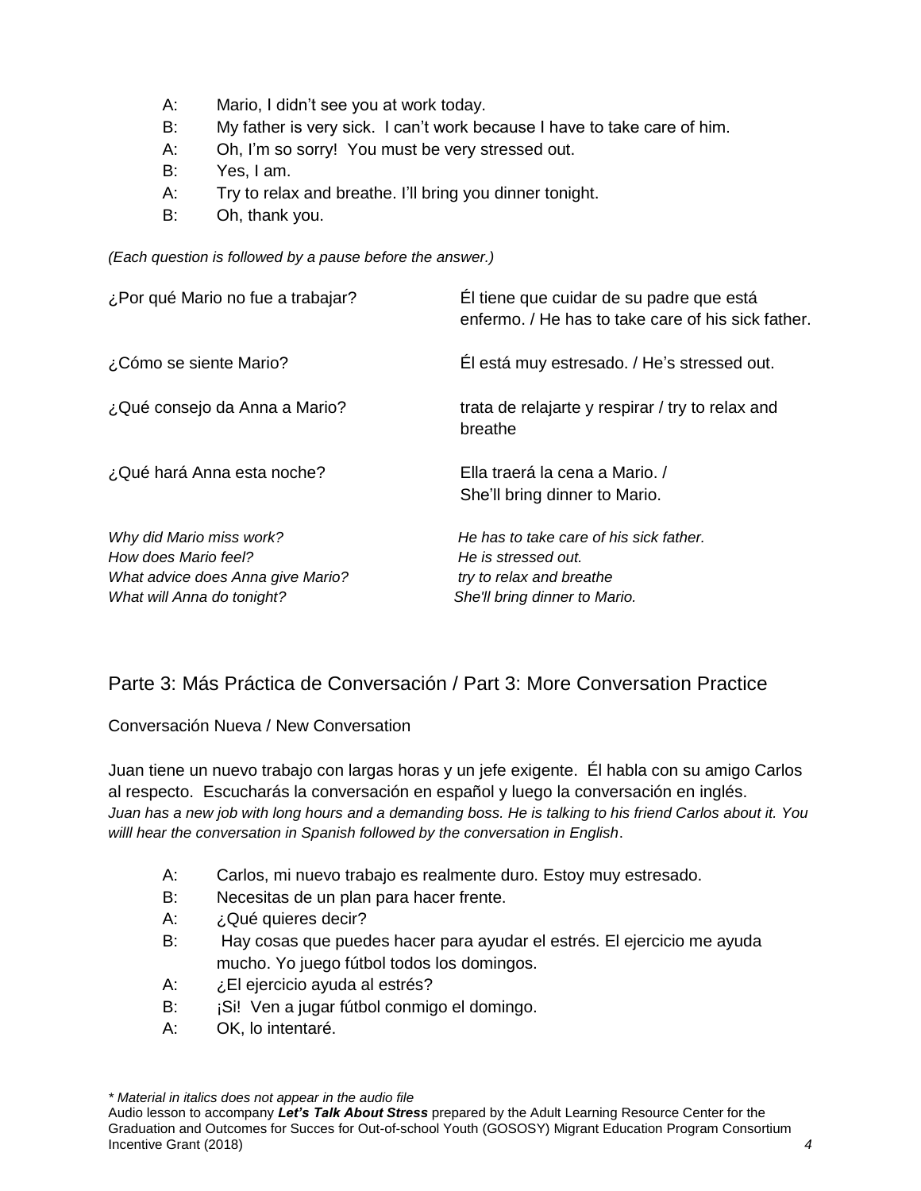A: Mario, I didn't see you at work today.
B: My father is very sick. I can't work because I have to take care of him.
A: Oh, I'm so sorry! You must be very stressed out.
B: Yes, I am.
A: Try to relax and breathe. I'll bring you dinner tonight.
B: Oh, thank you.

*(Each question is followed by a pause before the answer.)*

| | |
|---|---|
| ¿Por qué Mario no fue a trabajar? | Él tiene que cuidar de su padre que está enfermo. / He has to take care of his sick father. |
| ¿Cómo se siente Mario? | Él está muy estresado. / He's stressed out. |
| ¿Qué consejo da Anna a Mario? | trata de relajarte y respirar / try to relax and breathe |
| ¿Qué hará Anna esta noche? | Ella traerá la cena a Mario. / She'll bring dinner to Mario. |

| | |
|---|---|
| *Why did Mario miss work?* | *He has to take care of his sick father.* |
| *How does Mario feel?* | *He is stressed out.* |
| *What advice does Anna give Mario?* | *try to relax and breathe* |
| *What will Anna do tonight?* | *She'll bring dinner to Mario.* |

## Parte 3: Más Práctica de Conversación / Part 3: More Conversation Practice

Conversación Nueva / New Conversation

Juan tiene un nuevo trabajo con largas horas y un jefe exigente. Él habla con su amigo Carlos al respecto. Escucharás la conversación en español y luego la conversación en inglés.
*Juan has a new job with long hours and a demanding boss. He is talking to his friend Carlos about it. You willl hear the conversation in Spanish followed by the conversation in English.*

A: Carlos, mi nuevo trabajo es realmente duro. Estoy muy estresado.
B: Necesitas de un plan para hacer frente.
A: ¿Qué quieres decir?
B: Hay cosas que puedes hacer para ayudar el estrés. El ejercicio me ayuda mucho. Yo juego fútbol todos los domingos.
A: ¿El ejercicio ayuda al estrés?
B: ¡Si! Ven a jugar fútbol conmigo el domingo.
A: OK, lo intentaré.

*\* Material in italics does not appear in the audio file*
Audio lesson to accompany ***Let's Talk About Stress*** prepared by the Adult Learning Resource Center for the Graduation and Outcomes for Succes for Out-of-school Youth (GOSOSY) Migrant Education Program Consortium Incentive Grant (2018)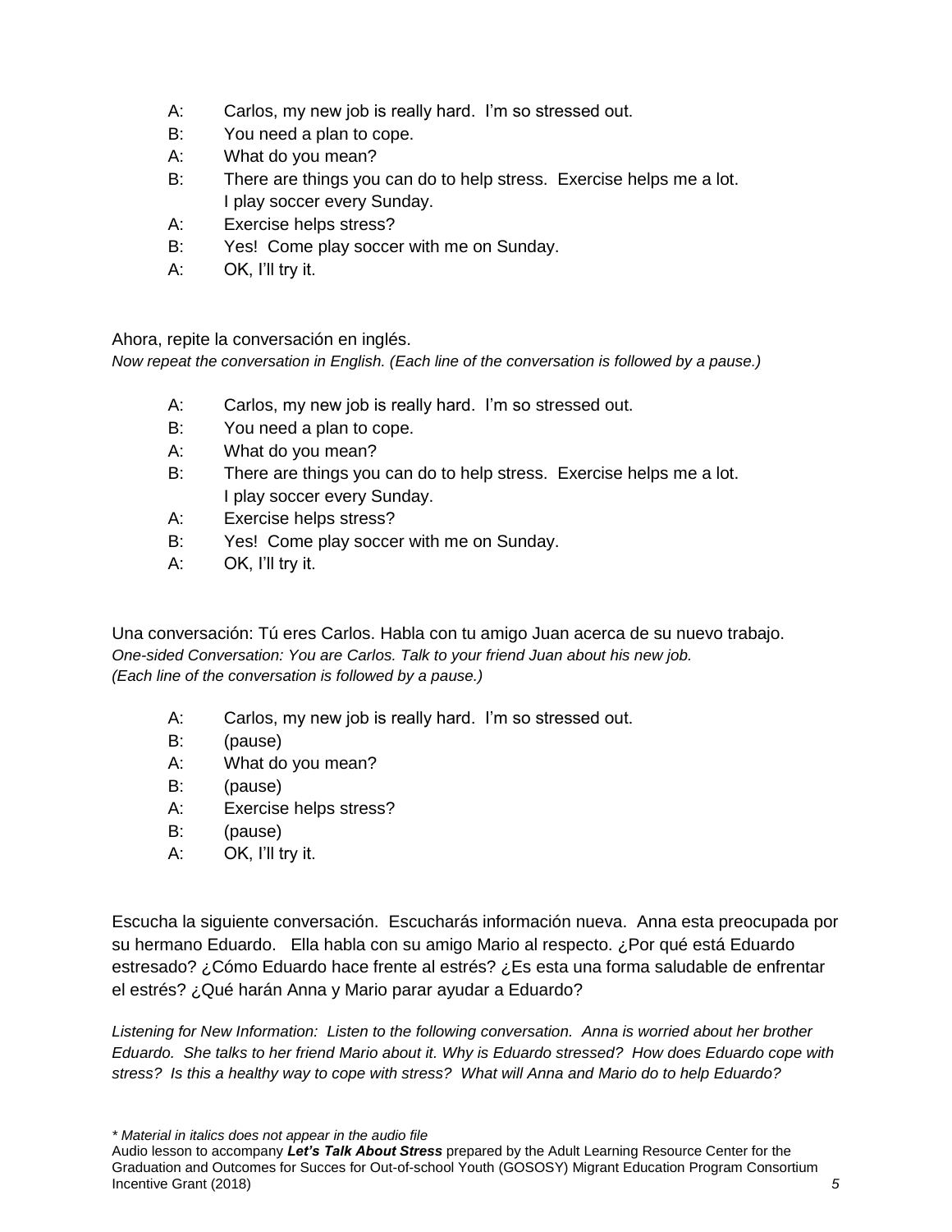A: Carlos, my new job is really hard. I'm so stressed out.
B: You need a plan to cope.
A: What do you mean?
B: There are things you can do to help stress. Exercise helps me a lot. I play soccer every Sunday.
A: Exercise helps stress?
B: Yes! Come play soccer with me on Sunday.
A: OK, I'll try it.

Ahora, repite la conversación en inglés.
*Now repeat the conversation in English. (Each line of the conversation is followed by a pause.)*

A: Carlos, my new job is really hard. I'm so stressed out.
B: You need a plan to cope.
A: What do you mean?
B: There are things you can do to help stress. Exercise helps me a lot. I play soccer every Sunday.
A: Exercise helps stress?
B: Yes! Come play soccer with me on Sunday.
A: OK, I'll try it.

Una conversación: Tú eres Carlos. Habla con tu amigo Juan acerca de su nuevo trabajo.
*One-sided Conversation: You are Carlos. Talk to your friend Juan about his new job. (Each line of the conversation is followed by a pause.)*

A: Carlos, my new job is really hard. I'm so stressed out.
B: (pause)
A: What do you mean?
B: (pause)
A: Exercise helps stress?
B: (pause)
A: OK, I'll try it.

Escucha la siguiente conversación. Escucharás información nueva. Anna esta preocupada por su hermano Eduardo. Ella habla con su amigo Mario al respecto. ¿Por qué está Eduardo estresado? ¿Cómo Eduardo hace frente al estrés? ¿Es esta una forma saludable de enfrentar el estrés? ¿Qué harán Anna y Mario parar ayudar a Eduardo?

*Listening for New Information: Listen to the following conversation. Anna is worried about her brother Eduardo. She talks to her friend Mario about it. Why is Eduardo stressed? How does Eduardo cope with stress? Is this a healthy way to cope with stress? What will Anna and Mario do to help Eduardo?*

*\* Material in italics does not appear in the audio file*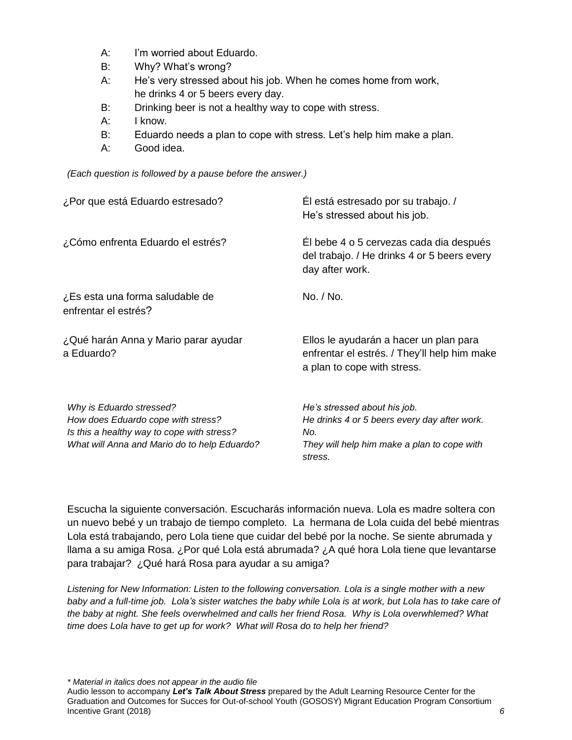A: I'm worried about Eduardo.
B: Why? What's wrong?
A: He's very stressed about his job. When he comes home from work, he drinks 4 or 5 beers every day.
B: Drinking beer is not a healthy way to cope with stress.
A: I know.
B: Eduardo needs a plan to cope with stress. Let's help him make a plan.
A: Good idea.

*(Each question is followed by a pause before the answer.)*

| | |
|---|---|
| ¿Por que está Eduardo estresado? | Él está estresado por su trabajo. / He's stressed about his job. |
| ¿Cómo enfrenta Eduardo el estrés? | Él bebe 4 o 5 cervezas cada dia después del trabajo. / He drinks 4 or 5 beers every day after work. |
| ¿Es esta una forma saludable de enfrentar el estrés? | No. / No. |
| ¿Qué harán Anna y Mario parar ayudar a Eduardo? | Ellos le ayudarán a hacer un plan para enfrentar el estrés. / They'll help him make a plan to cope with stress. |

| | |
|---|---|
| *Why is Eduardo stressed?* | *He's stressed about his job.* |
| *How does Eduardo cope with stress?* | *He drinks 4 or 5 beers every day after work.* |
| *Is this a healthy way to cope with stress?* | *No.* |
| *What will Anna and Mario do to help Eduardo?* | *They will help him make a plan to cope with stress.* |

Escucha la siguiente conversación. Escucharás información nueva. Lola es madre soltera con un nuevo bebé y un trabajo de tiempo completo. La hermana de Lola cuida del bebé mientras Lola está trabajando, pero Lola tiene que cuidar del bebé por la noche. Se siente abrumada y llama a su amiga Rosa. ¿Por qué Lola está abrumada? ¿A qué hora Lola tiene que levantarse para trabajar? ¿Qué hará Rosa para ayudar a su amiga?

*Listening for New Information: Listen to the following conversation. Lola is a single mother with a new baby and a full-time job. Lola's sister watches the baby while Lola is at work, but Lola has to take care of the baby at night. She feels overwhelmed and calls her friend Rosa. Why is Lola overwhlemed? What time does Lola have to get up for work? What will Rosa do to help her friend?*

*\* Material in italics does not appear in the audio file*

Audio lesson to accompany ***Let's Talk About Stress*** prepared by the Adult Learning Resource Center for the Graduation and Outcomes for Succes for Out-of-school Youth (GOSOSY) Migrant Education Program Consortium Incentive Grant (2018)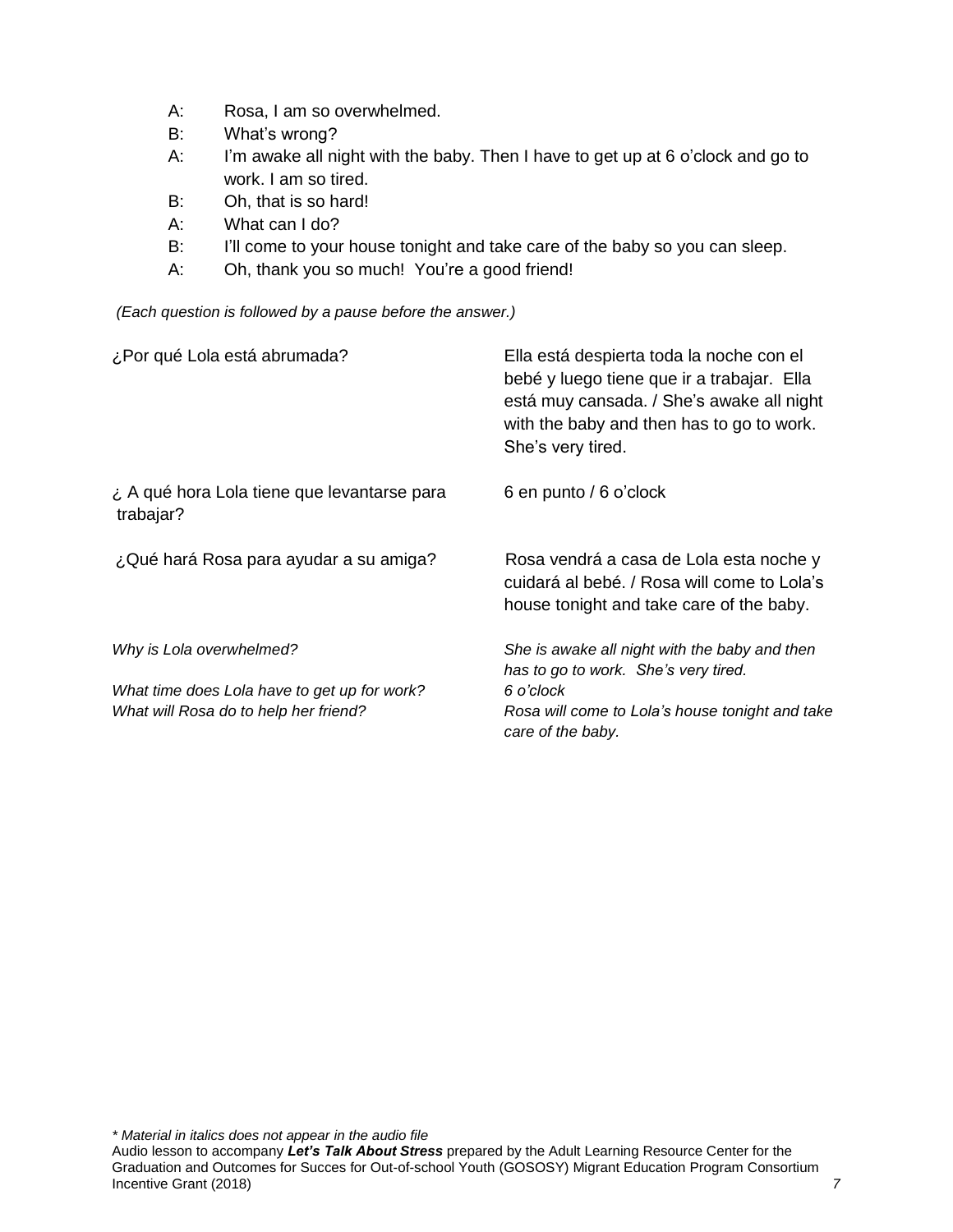A: Rosa, I am so overwhelmed.
B: What's wrong?
A: I'm awake all night with the baby. Then I have to get up at 6 o'clock and go to work. I am so tired.
B: Oh, that is so hard!
A: What can I do?
B: I'll come to your house tonight and take care of the baby so you can sleep.
A: Oh, thank you so much! You're a good friend!

*(Each question is followed by a pause before the answer.)*

| | |
|---|---|
| ¿Por qué Lola está abrumada? | Ella está despierta toda la noche con el bebé y luego tiene que ir a trabajar. Ella está muy cansada. / She's awake all night with the baby and then has to go to work. She's very tired. |
| ¿ A qué hora Lola tiene que levantarse para trabajar? | 6 en punto / 6 o'clock |
| ¿Qué hará Rosa para ayudar a su amiga? | Rosa vendrá a casa de Lola esta noche y cuidará al bebé. / Rosa will come to Lola's house tonight and take care of the baby. |
| *Why is Lola overwhelmed?* | *She is awake all night with the baby and then has to go to work. She's very tired.* |
| *What time does Lola have to get up for work?* | *6 o'clock* |
| *What will Rosa do to help her friend?* | *Rosa will come to Lola's house tonight and take care of the baby.* |

*\* Material in italics does not appear in the audio file*

Audio lesson to accompany ***Let's Talk About Stress*** prepared by the Adult Learning Resource Center for the Graduation and Outcomes for Succes for Out-of-school Youth (GOSOSY) Migrant Education Program Consortium Incentive Grant (2018)